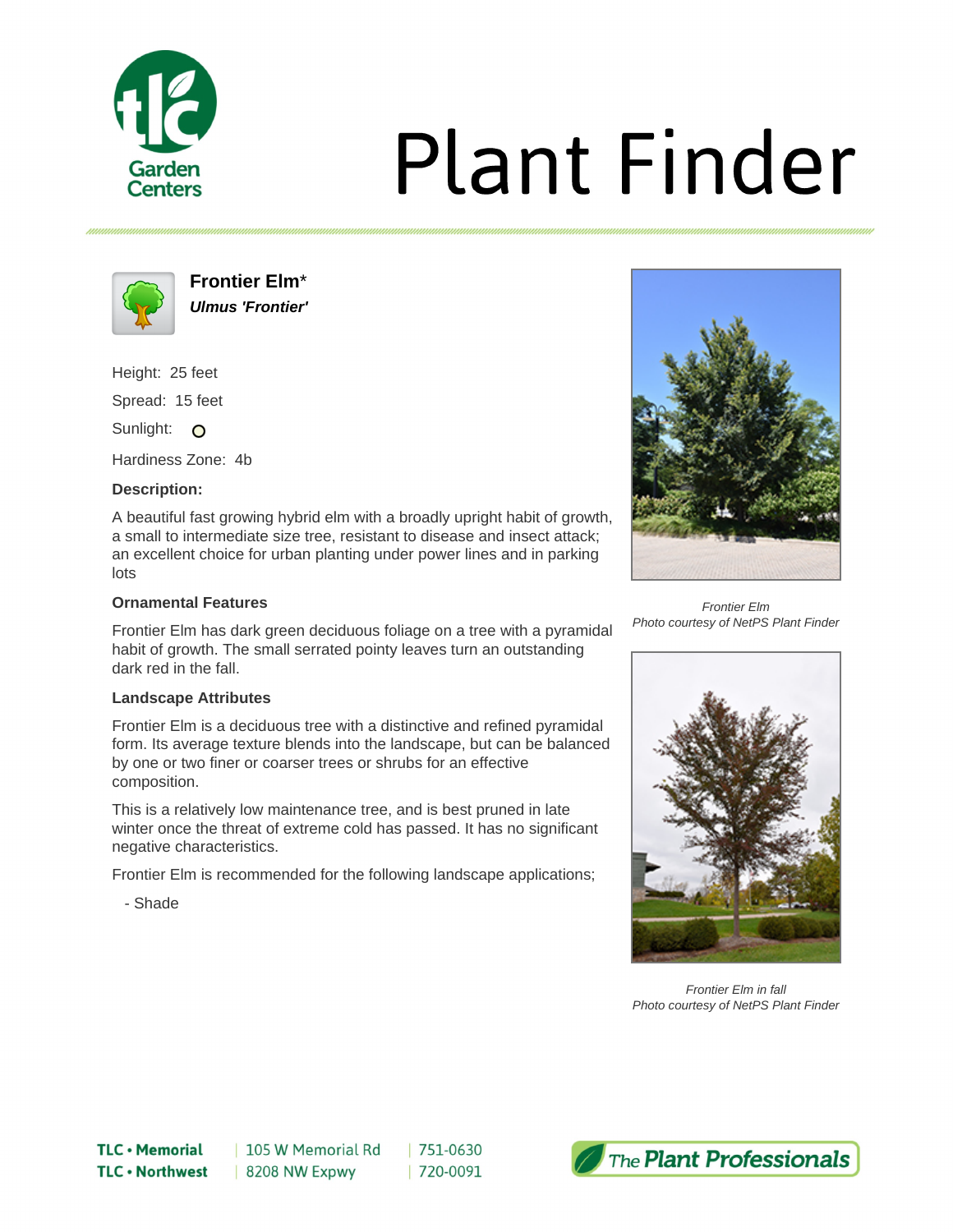# Plant Finder

## Frontier Elm*

***Ulmus 'Frontier'***

Height: 25 feet

Spread: 15 feet

Sunlight: ○

Hardiness Zone: 4b

**Description:**

A beautiful fast growing hybrid elm with a broadly upright habit of growth, a small to intermediate size tree, resistant to disease and insect attack; an excellent choice for urban planting under power lines and in parking lots

**Ornamental Features**

Frontier Elm has dark green deciduous foliage on a tree with a pyramidal habit of growth. The small serrated pointy leaves turn an outstanding dark red in the fall.

**Landscape Attributes**

Frontier Elm is a deciduous tree with a distinctive and refined pyramidal form. Its average texture blends into the landscape, but can be balanced by one or two finer or coarser trees or shrubs for an effective composition.

This is a relatively low maintenance tree, and is best pruned in late winter once the threat of extreme cold has passed. It has no significant negative characteristics.

Frontier Elm is recommended for the following landscape applications;

- Shade

*Frontier Elm*
*Photo courtesy of NetPS Plant Finder*

*Frontier Elm in fall*
*Photo courtesy of NetPS Plant Finder*

**TLC • Memorial** | 105 W Memorial Rd | 751-0630
**TLC • Northwest** | 8208 NW Expwy | 720-0091

The Plant Professionals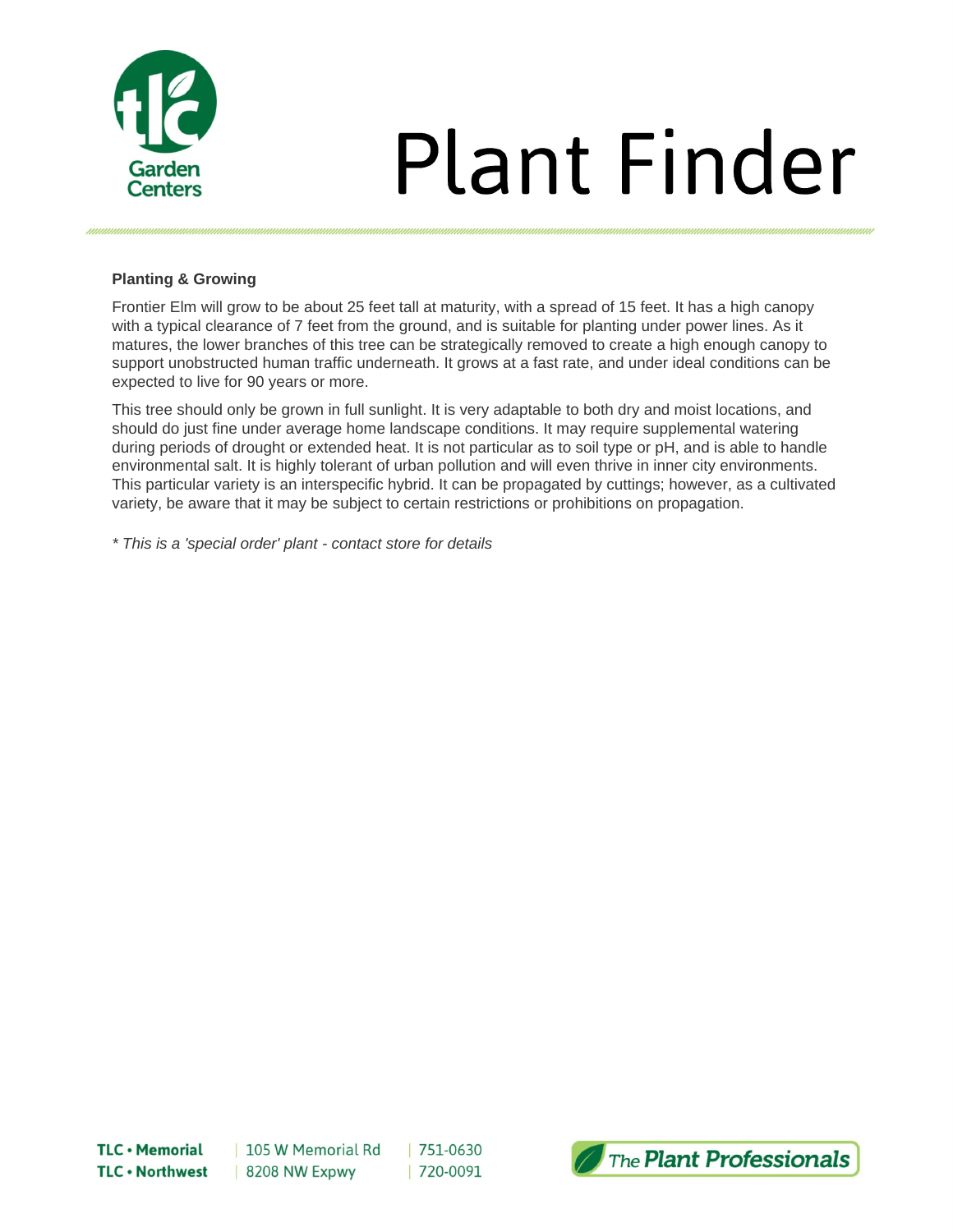**Planting & Growing**

Frontier Elm will grow to be about 25 feet tall at maturity, with a spread of 15 feet. It has a high canopy with a typical clearance of 7 feet from the ground, and is suitable for planting under power lines. As it matures, the lower branches of this tree can be strategically removed to create a high enough canopy to support unobstructed human traffic underneath. It grows at a fast rate, and under ideal conditions can be expected to live for 90 years or more.

This tree should only be grown in full sunlight. It is very adaptable to both dry and moist locations, and should do just fine under average home landscape conditions. It may require supplemental watering during periods of drought or extended heat. It is not particular as to soil type or pH, and is able to handle environmental salt. It is highly tolerant of urban pollution and will even thrive in inner city environments. This particular variety is an interspecific hybrid. It can be propagated by cuttings; however, as a cultivated variety, be aware that it may be subject to certain restrictions or prohibitions on propagation.

*\* This is a 'special order' plant - contact store for details*